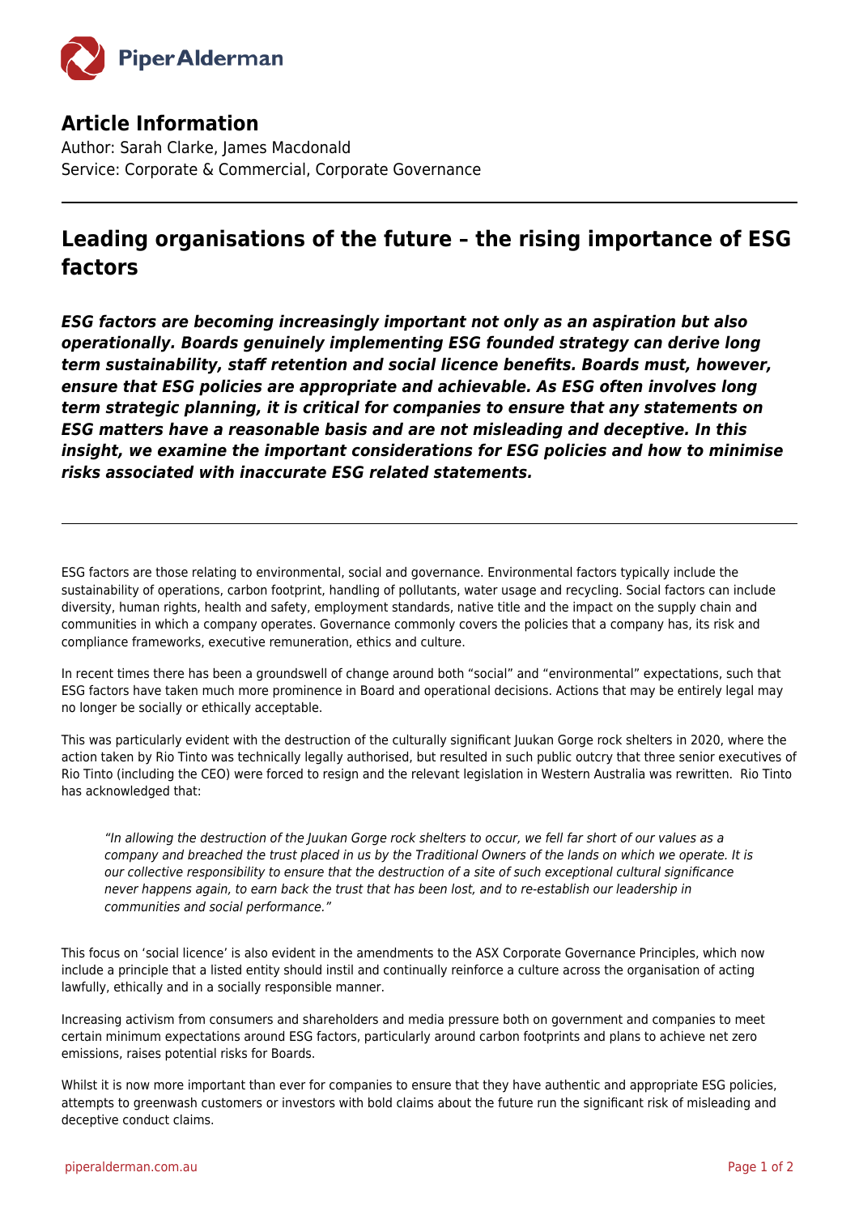## Article Information

Author: Sarah Clarke, James Macdonald
Service: Corporate & Commercial, Corporate Governance

---

# Leading organisations of the future – the rising importance of ESG factors

***ESG factors are becoming increasingly important not only as an aspiration but also operationally. Boards genuinely implementing ESG founded strategy can derive long term sustainability, staff retention and social licence benefits. Boards must, however, ensure that ESG policies are appropriate and achievable. As ESG often involves long term strategic planning, it is critical for companies to ensure that any statements on ESG matters have a reasonable basis and are not misleading and deceptive. In this insight, we examine the important considerations for ESG policies and how to minimise risks associated with inaccurate ESG related statements.***

---

ESG factors are those relating to environmental, social and governance. Environmental factors typically include the sustainability of operations, carbon footprint, handling of pollutants, water usage and recycling. Social factors can include diversity, human rights, health and safety, employment standards, native title and the impact on the supply chain and communities in which a company operates. Governance commonly covers the policies that a company has, its risk and compliance frameworks, executive remuneration, ethics and culture.

In recent times there has been a groundswell of change around both "social" and "environmental" expectations, such that ESG factors have taken much more prominence in Board and operational decisions. Actions that may be entirely legal may no longer be socially or ethically acceptable.

This was particularly evident with the destruction of the culturally significant Juukan Gorge rock shelters in 2020, where the action taken by Rio Tinto was technically legally authorised, but resulted in such public outcry that three senior executives of Rio Tinto (including the CEO) were forced to resign and the relevant legislation in Western Australia was rewritten. Rio Tinto has acknowledged that:

> *"In allowing the destruction of the Juukan Gorge rock shelters to occur, we fell far short of our values as a company and breached the trust placed in us by the Traditional Owners of the lands on which we operate. It is our collective responsibility to ensure that the destruction of a site of such exceptional cultural significance never happens again, to earn back the trust that has been lost, and to re-establish our leadership in communities and social performance."*

This focus on 'social licence' is also evident in the amendments to the ASX Corporate Governance Principles, which now include a principle that a listed entity should instil and continually reinforce a culture across the organisation of acting lawfully, ethically and in a socially responsible manner.

Increasing activism from consumers and shareholders and media pressure both on government and companies to meet certain minimum expectations around ESG factors, particularly around carbon footprints and plans to achieve net zero emissions, raises potential risks for Boards.

Whilst it is now more important than ever for companies to ensure that they have authentic and appropriate ESG policies, attempts to greenwash customers or investors with bold claims about the future run the significant risk of misleading and deceptive conduct claims.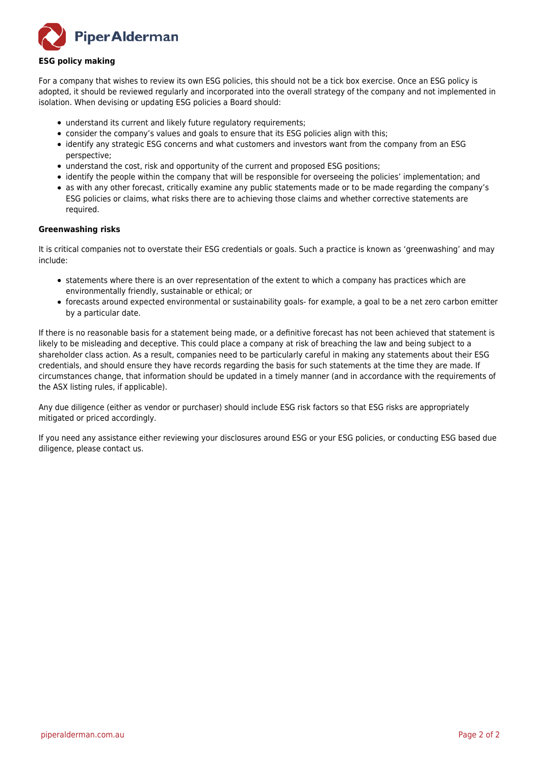**ESG policy making**

For a company that wishes to review its own ESG policies, this should not be a tick box exercise. Once an ESG policy is adopted, it should be reviewed regularly and incorporated into the overall strategy of the company and not implemented in isolation. When devising or updating ESG policies a Board should:

- understand its current and likely future regulatory requirements;
- consider the company's values and goals to ensure that its ESG policies align with this;
- identify any strategic ESG concerns and what customers and investors want from the company from an ESG perspective;
- understand the cost, risk and opportunity of the current and proposed ESG positions;
- identify the people within the company that will be responsible for overseeing the policies' implementation; and
- as with any other forecast, critically examine any public statements made or to be made regarding the company's ESG policies or claims, what risks there are to achieving those claims and whether corrective statements are required.

**Greenwashing risks**

It is critical companies not to overstate their ESG credentials or goals. Such a practice is known as 'greenwashing' and may include:

- statements where there is an over representation of the extent to which a company has practices which are environmentally friendly, sustainable or ethical; or
- forecasts around expected environmental or sustainability goals- for example, a goal to be a net zero carbon emitter by a particular date.

If there is no reasonable basis for a statement being made, or a definitive forecast has not been achieved that statement is likely to be misleading and deceptive. This could place a company at risk of breaching the law and being subject to a shareholder class action. As a result, companies need to be particularly careful in making any statements about their ESG credentials, and should ensure they have records regarding the basis for such statements at the time they are made. If circumstances change, that information should be updated in a timely manner (and in accordance with the requirements of the ASX listing rules, if applicable).

Any due diligence (either as vendor or purchaser) should include ESG risk factors so that ESG risks are appropriately mitigated or priced accordingly.

If you need any assistance either reviewing your disclosures around ESG or your ESG policies, or conducting ESG based due diligence, please contact us.